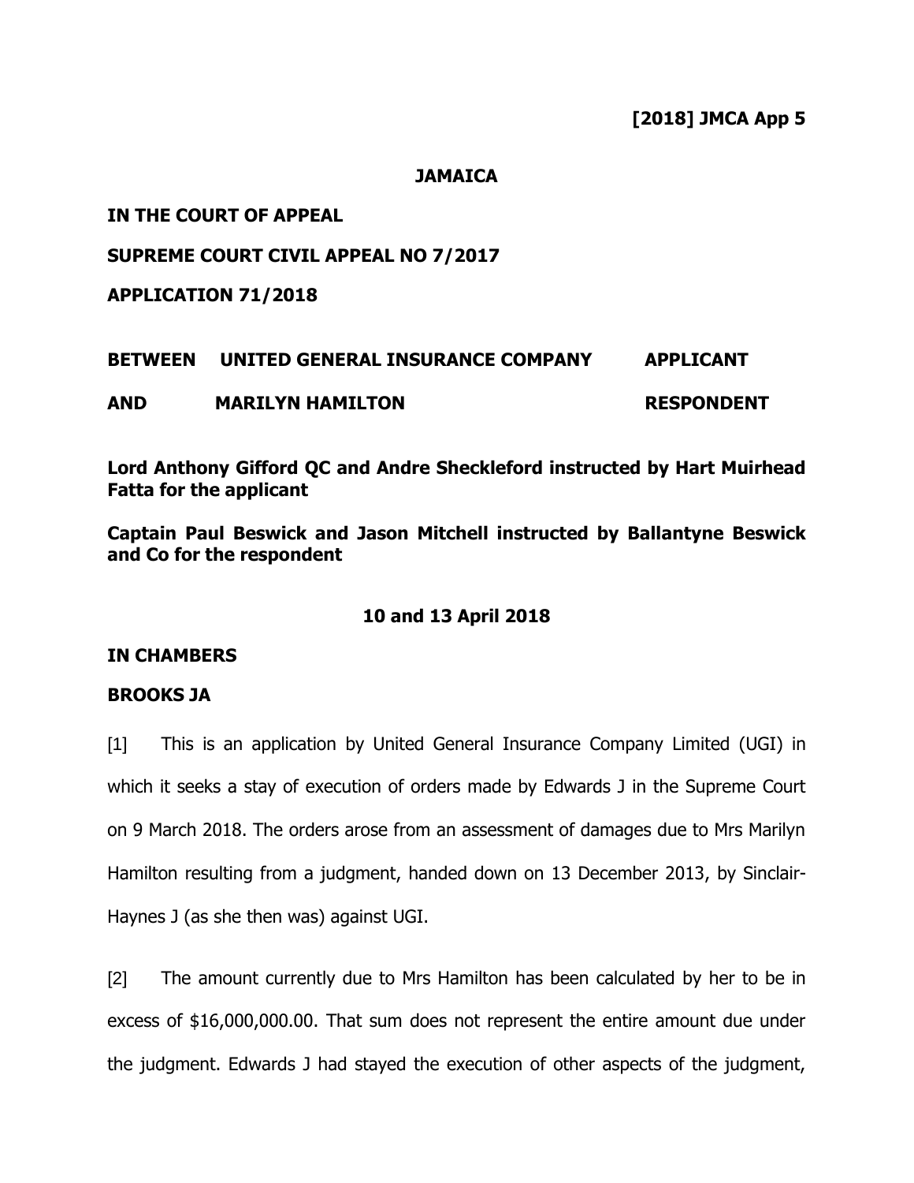**[2018] JMCA App 5**

**JAMAICA**

**IN THE COURT OF APPEAL**

**SUPREME COURT CIVIL APPEAL NO 7/2017**

**APPLICATION 71/2018**

| | | |
|---|---|---|
| **BETWEEN** | **UNITED GENERAL INSURANCE COMPANY** | **APPLICANT** |
| **AND** | **MARILYN HAMILTON** | **RESPONDENT** |

**Lord Anthony Gifford QC and Andre Sheckleford instructed by Hart Muirhead Fatta for the applicant**

**Captain Paul Beswick and Jason Mitchell instructed by Ballantyne Beswick and Co for the respondent**

**10 and 13 April 2018**

**IN CHAMBERS**

**BROOKS JA**

[1] This is an application by United General Insurance Company Limited (UGI) in which it seeks a stay of execution of orders made by Edwards J in the Supreme Court on 9 March 2018. The orders arose from an assessment of damages due to Mrs Marilyn Hamilton resulting from a judgment, handed down on 13 December 2013, by Sinclair-Haynes J (as she then was) against UGI.

[2] The amount currently due to Mrs Hamilton has been calculated by her to be in excess of $16,000,000.00. That sum does not represent the entire amount due under the judgment. Edwards J had stayed the execution of other aspects of the judgment,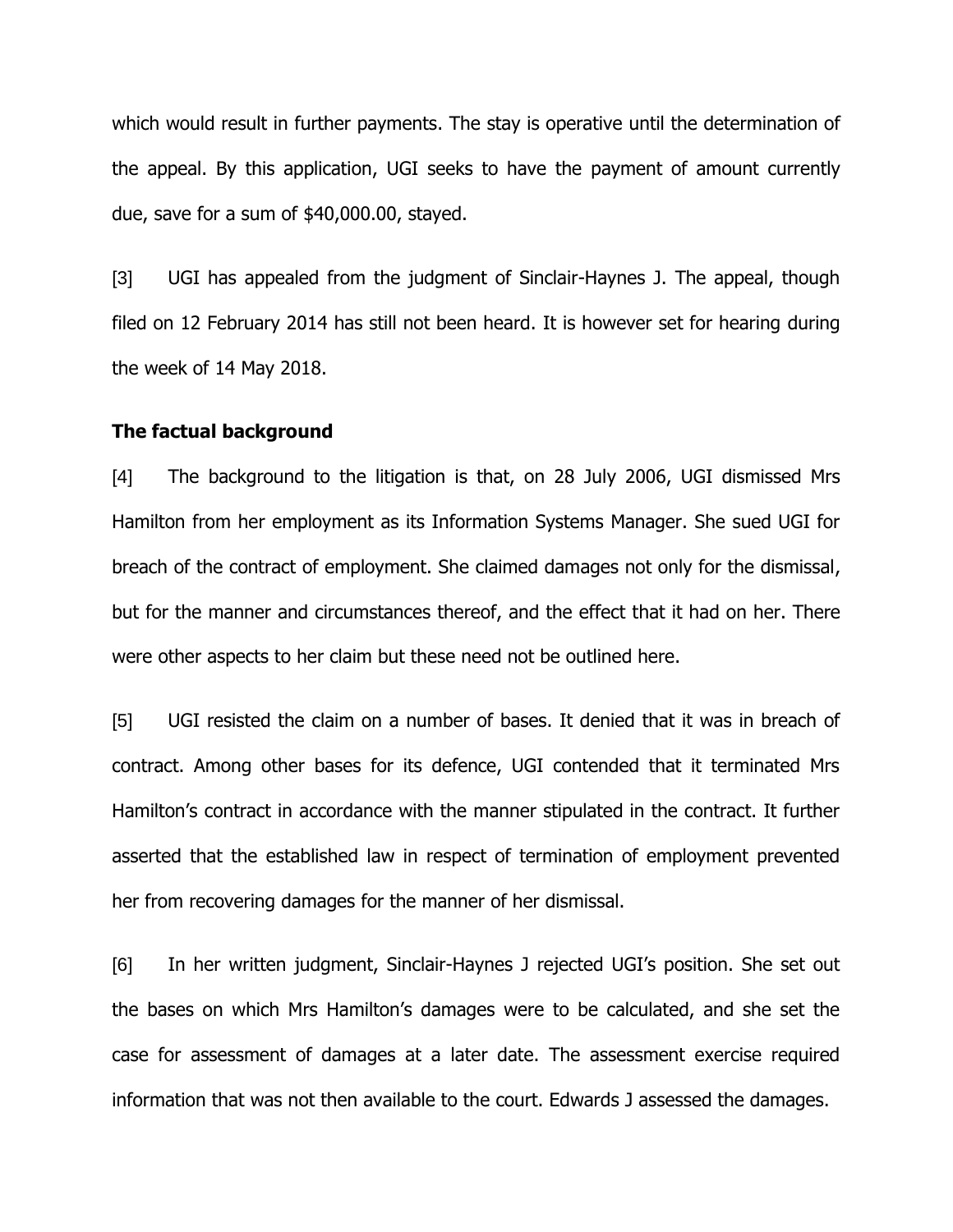which would result in further payments. The stay is operative until the determination of the appeal. By this application, UGI seeks to have the payment of amount currently due, save for a sum of $40,000.00, stayed.

[3] UGI has appealed from the judgment of Sinclair-Haynes J. The appeal, though filed on 12 February 2014 has still not been heard. It is however set for hearing during the week of 14 May 2018.

**The factual background**

[4] The background to the litigation is that, on 28 July 2006, UGI dismissed Mrs Hamilton from her employment as its Information Systems Manager. She sued UGI for breach of the contract of employment. She claimed damages not only for the dismissal, but for the manner and circumstances thereof, and the effect that it had on her. There were other aspects to her claim but these need not be outlined here.

[5] UGI resisted the claim on a number of bases. It denied that it was in breach of contract. Among other bases for its defence, UGI contended that it terminated Mrs Hamilton's contract in accordance with the manner stipulated in the contract. It further asserted that the established law in respect of termination of employment prevented her from recovering damages for the manner of her dismissal.

[6] In her written judgment, Sinclair-Haynes J rejected UGI's position. She set out the bases on which Mrs Hamilton's damages were to be calculated, and she set the case for assessment of damages at a later date. The assessment exercise required information that was not then available to the court. Edwards J assessed the damages.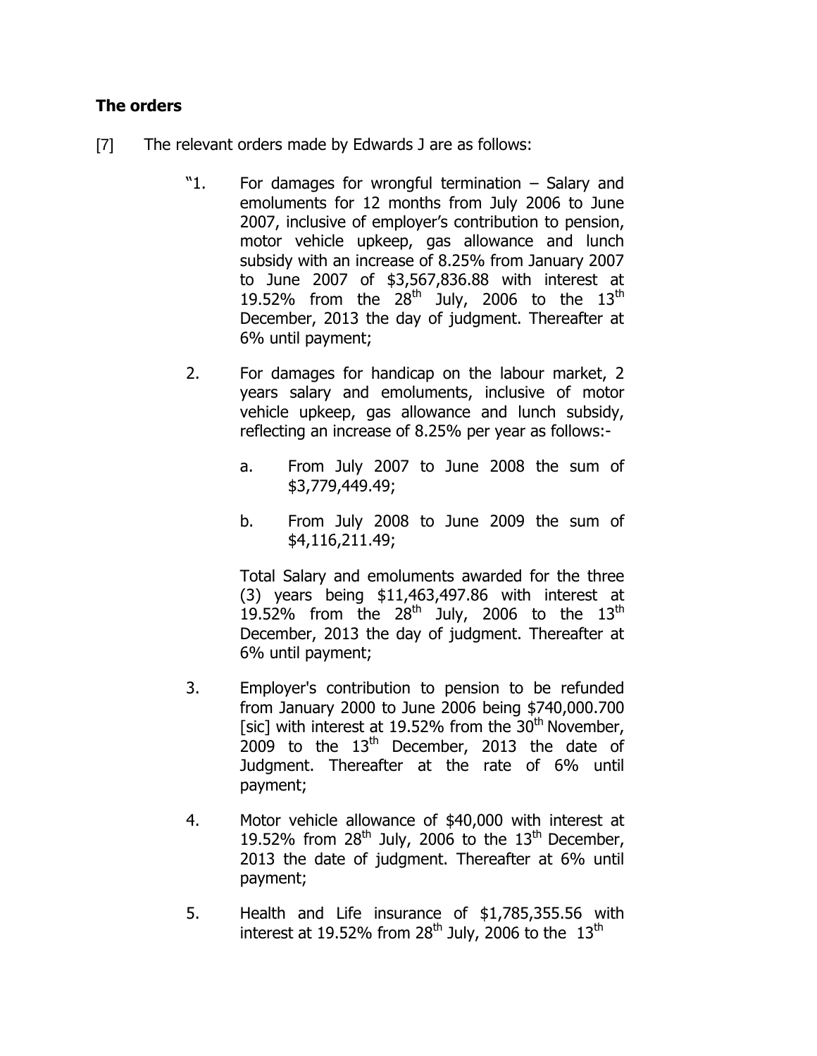**The orders**

[7] The relevant orders made by Edwards J are as follows:

> "1. For damages for wrongful termination – Salary and emoluments for 12 months from July 2006 to June 2007, inclusive of employer's contribution to pension, motor vehicle upkeep, gas allowance and lunch subsidy with an increase of 8.25% from January 2007 to June 2007 of $3,567,836.88 with interest at 19.52% from the 28th July, 2006 to the 13th December, 2013 the day of judgment. Thereafter at 6% until payment;
>
> 2. For damages for handicap on the labour market, 2 years salary and emoluments, inclusive of motor vehicle upkeep, gas allowance and lunch subsidy, reflecting an increase of 8.25% per year as follows:-
>
> a. From July 2007 to June 2008 the sum of $3,779,449.49;
>
> b. From July 2008 to June 2009 the sum of $4,116,211.49;
>
> Total Salary and emoluments awarded for the three (3) years being $11,463,497.86 with interest at 19.52% from the 28th July, 2006 to the 13th December, 2013 the day of judgment. Thereafter at 6% until payment;
>
> 3. Employer's contribution to pension to be refunded from January 2000 to June 2006 being $740,000.700 [sic] with interest at 19.52% from the 30th November, 2009 to the 13th December, 2013 the date of Judgment. Thereafter at the rate of 6% until payment;
>
> 4. Motor vehicle allowance of $40,000 with interest at 19.52% from 28th July, 2006 to the 13th December, 2013 the date of judgment. Thereafter at 6% until payment;
>
> 5. Health and Life insurance of $1,785,355.56 with interest at 19.52% from 28th July, 2006 to the 13th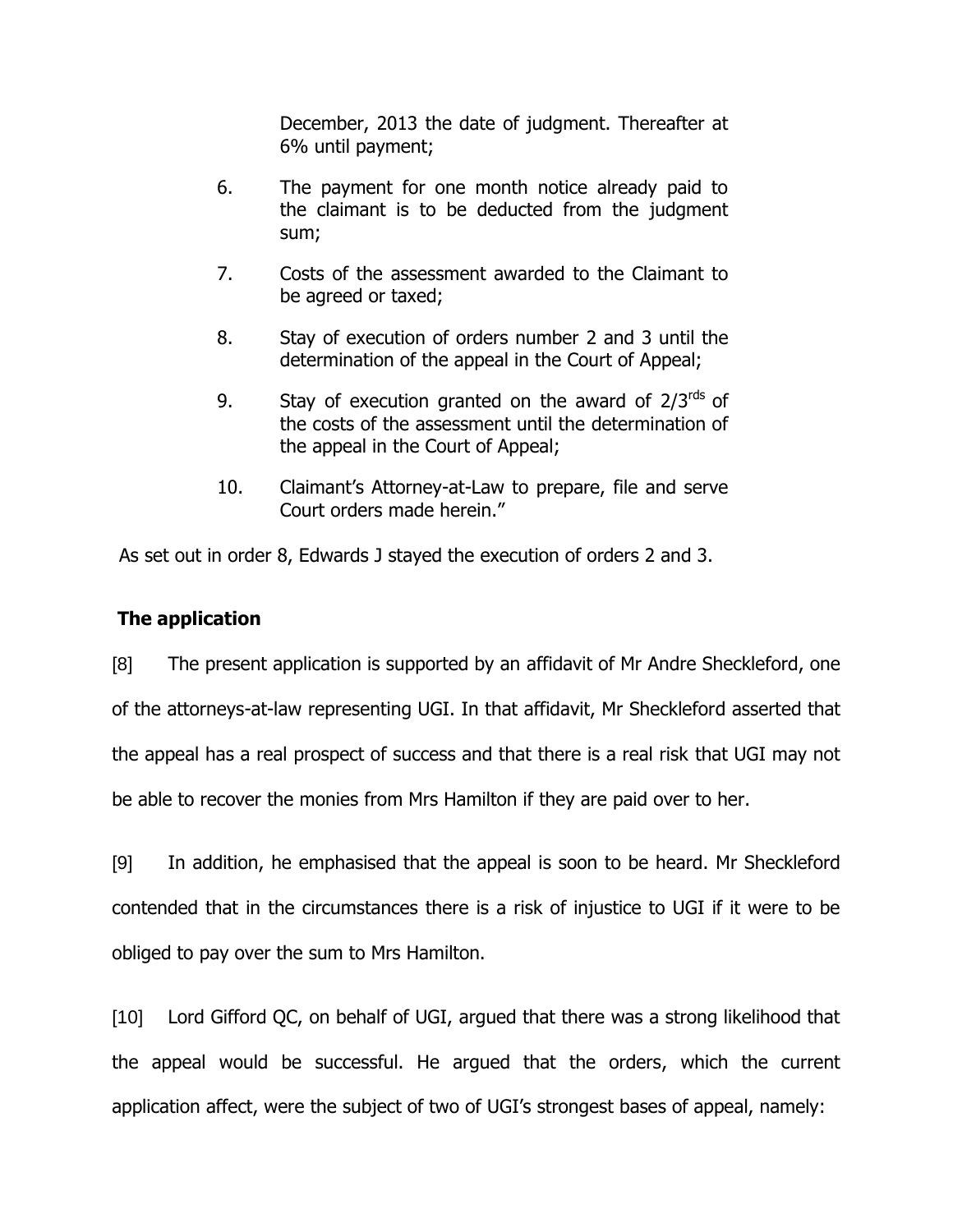December, 2013 the date of judgment. Thereafter at 6% until payment;

6. The payment for one month notice already paid to the claimant is to be deducted from the judgment sum;

7. Costs of the assessment awarded to the Claimant to be agreed or taxed;

8. Stay of execution of orders number 2 and 3 until the determination of the appeal in the Court of Appeal;

9. Stay of execution granted on the award of 2/3rds of the costs of the assessment until the determination of the appeal in the Court of Appeal;

10. Claimant's Attorney-at-Law to prepare, file and serve Court orders made herein."

As set out in order 8, Edwards J stayed the execution of orders 2 and 3.

## The application

[8] The present application is supported by an affidavit of Mr Andre Sheckleford, one of the attorneys-at-law representing UGI. In that affidavit, Mr Sheckleford asserted that the appeal has a real prospect of success and that there is a real risk that UGI may not be able to recover the monies from Mrs Hamilton if they are paid over to her.

[9] In addition, he emphasised that the appeal is soon to be heard. Mr Sheckleford contended that in the circumstances there is a risk of injustice to UGI if it were to be obliged to pay over the sum to Mrs Hamilton.

[10] Lord Gifford QC, on behalf of UGI, argued that there was a strong likelihood that the appeal would be successful. He argued that the orders, which the current application affect, were the subject of two of UGI's strongest bases of appeal, namely: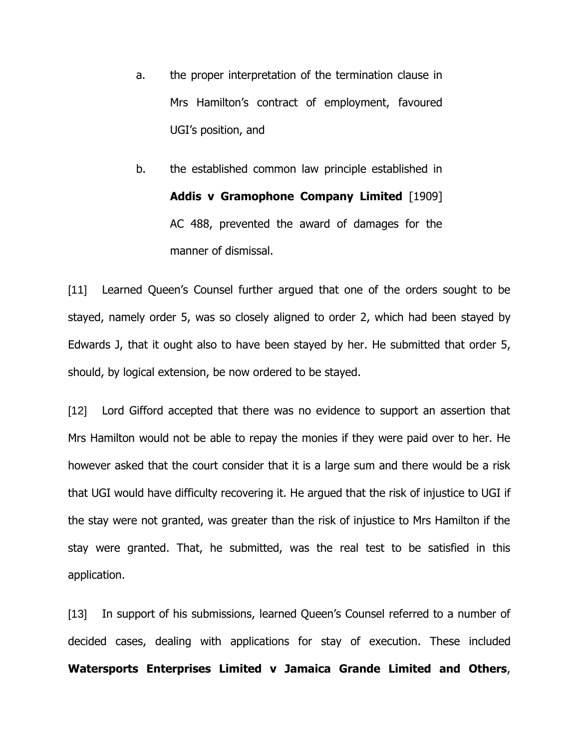a. the proper interpretation of the termination clause in Mrs Hamilton's contract of employment, favoured UGI's position, and

b. the established common law principle established in **Addis v Gramophone Company Limited** [1909] AC 488, prevented the award of damages for the manner of dismissal.

[11] Learned Queen's Counsel further argued that one of the orders sought to be stayed, namely order 5, was so closely aligned to order 2, which had been stayed by Edwards J, that it ought also to have been stayed by her. He submitted that order 5, should, by logical extension, be now ordered to be stayed.

[12] Lord Gifford accepted that there was no evidence to support an assertion that Mrs Hamilton would not be able to repay the monies if they were paid over to her. He however asked that the court consider that it is a large sum and there would be a risk that UGI would have difficulty recovering it. He argued that the risk of injustice to UGI if the stay were not granted, was greater than the risk of injustice to Mrs Hamilton if the stay were granted. That, he submitted, was the real test to be satisfied in this application.

[13] In support of his submissions, learned Queen's Counsel referred to a number of decided cases, dealing with applications for stay of execution. These included **Watersports Enterprises Limited v Jamaica Grande Limited and Others**,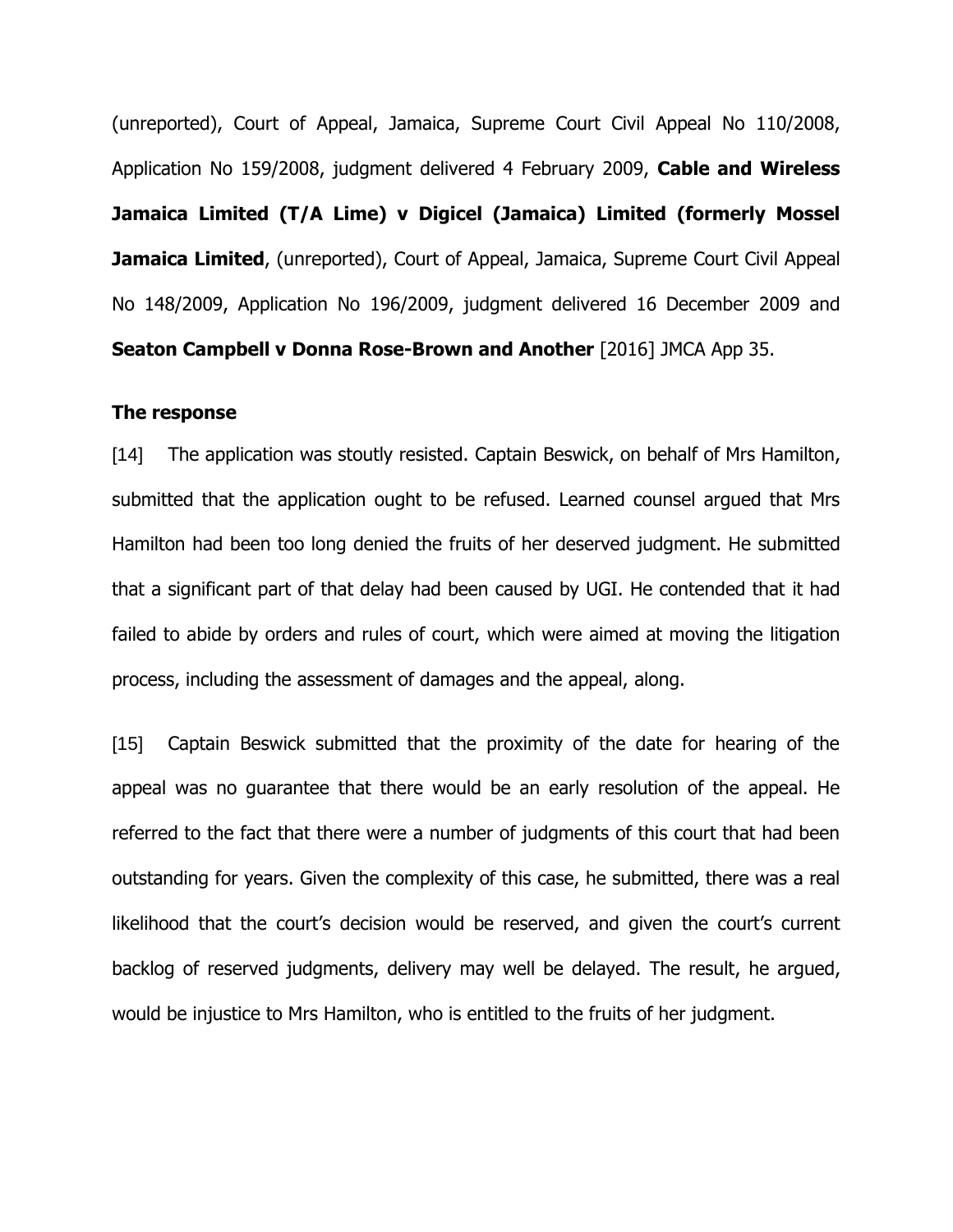(unreported), Court of Appeal, Jamaica, Supreme Court Civil Appeal No 110/2008, Application No 159/2008, judgment delivered 4 February 2009, **Cable and Wireless Jamaica Limited (T/A Lime) v Digicel (Jamaica) Limited (formerly Mossel Jamaica Limited**, (unreported), Court of Appeal, Jamaica, Supreme Court Civil Appeal No 148/2009, Application No 196/2009, judgment delivered 16 December 2009 and **Seaton Campbell v Donna Rose-Brown and Another** [2016] JMCA App 35.

**The response**

[14] The application was stoutly resisted. Captain Beswick, on behalf of Mrs Hamilton, submitted that the application ought to be refused. Learned counsel argued that Mrs Hamilton had been too long denied the fruits of her deserved judgment. He submitted that a significant part of that delay had been caused by UGI. He contended that it had failed to abide by orders and rules of court, which were aimed at moving the litigation process, including the assessment of damages and the appeal, along.

[15] Captain Beswick submitted that the proximity of the date for hearing of the appeal was no guarantee that there would be an early resolution of the appeal. He referred to the fact that there were a number of judgments of this court that had been outstanding for years. Given the complexity of this case, he submitted, there was a real likelihood that the court's decision would be reserved, and given the court's current backlog of reserved judgments, delivery may well be delayed. The result, he argued, would be injustice to Mrs Hamilton, who is entitled to the fruits of her judgment.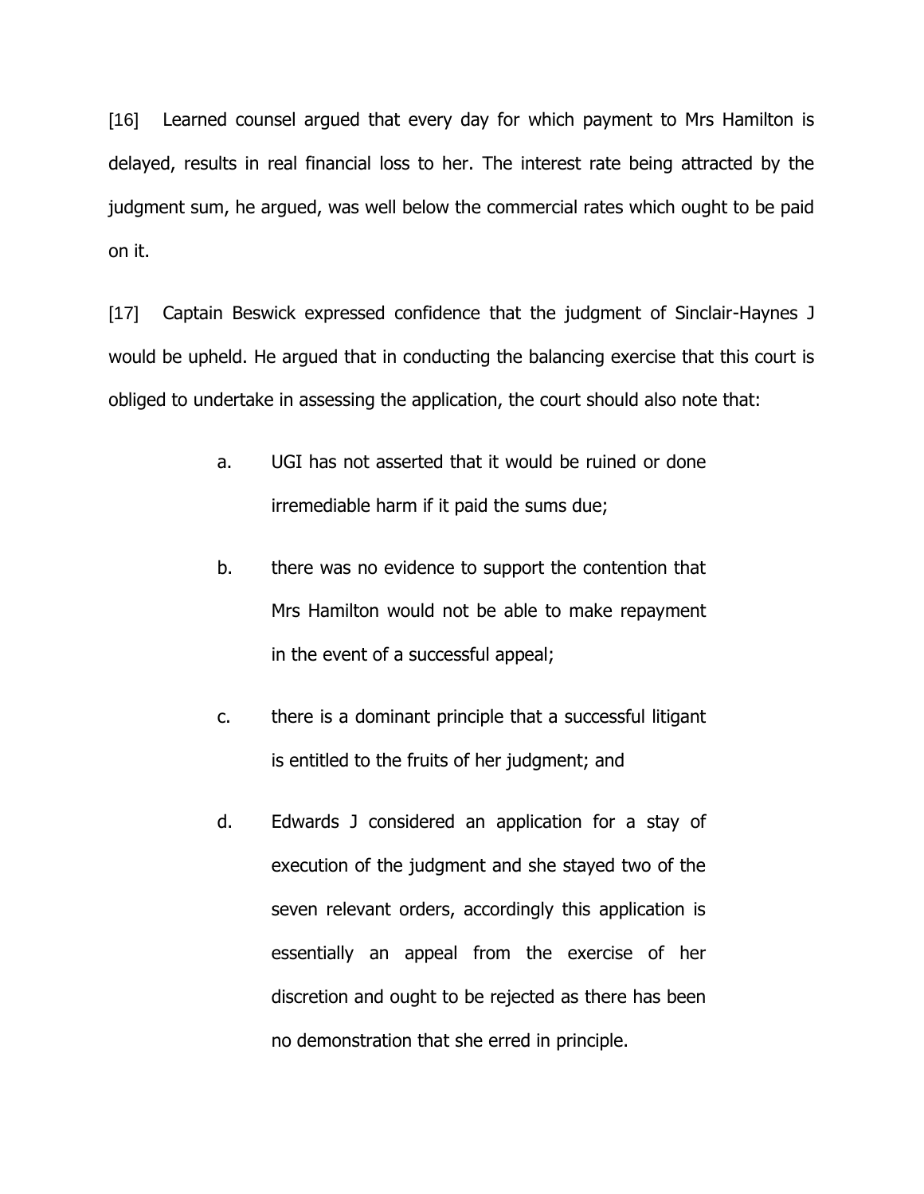[16] Learned counsel argued that every day for which payment to Mrs Hamilton is delayed, results in real financial loss to her. The interest rate being attracted by the judgment sum, he argued, was well below the commercial rates which ought to be paid on it.

[17] Captain Beswick expressed confidence that the judgment of Sinclair-Haynes J would be upheld. He argued that in conducting the balancing exercise that this court is obliged to undertake in assessing the application, the court should also note that:

a. UGI has not asserted that it would be ruined or done irremediable harm if it paid the sums due;

b. there was no evidence to support the contention that Mrs Hamilton would not be able to make repayment in the event of a successful appeal;

c. there is a dominant principle that a successful litigant is entitled to the fruits of her judgment; and

d. Edwards J considered an application for a stay of execution of the judgment and she stayed two of the seven relevant orders, accordingly this application is essentially an appeal from the exercise of her discretion and ought to be rejected as there has been no demonstration that she erred in principle.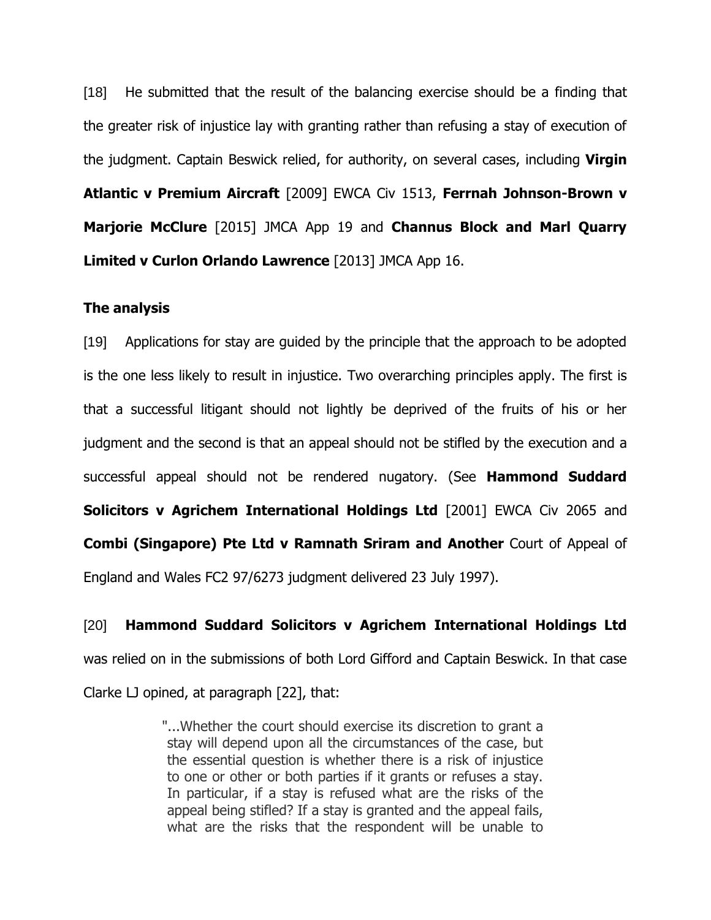[18] He submitted that the result of the balancing exercise should be a finding that the greater risk of injustice lay with granting rather than refusing a stay of execution of the judgment. Captain Beswick relied, for authority, on several cases, including **Virgin Atlantic v Premium Aircraft** [2009] EWCA Civ 1513, **Ferrnah Johnson-Brown v Marjorie McClure** [2015] JMCA App 19 and **Channus Block and Marl Quarry Limited v Curlon Orlando Lawrence** [2013] JMCA App 16.

### The analysis

[19] Applications for stay are guided by the principle that the approach to be adopted is the one less likely to result in injustice. Two overarching principles apply. The first is that a successful litigant should not lightly be deprived of the fruits of his or her judgment and the second is that an appeal should not be stifled by the execution and a successful appeal should not be rendered nugatory. (See **Hammond Suddard Solicitors v Agrichem International Holdings Ltd** [2001] EWCA Civ 2065 and **Combi (Singapore) Pte Ltd v Ramnath Sriram and Another** Court of Appeal of England and Wales FC2 97/6273 judgment delivered 23 July 1997).

[20] **Hammond Suddard Solicitors v Agrichem International Holdings Ltd** was relied on in the submissions of both Lord Gifford and Captain Beswick. In that case Clarke LJ opined, at paragraph [22], that:

> "...Whether the court should exercise its discretion to grant a stay will depend upon all the circumstances of the case, but the essential question is whether there is a risk of injustice to one or other or both parties if it grants or refuses a stay. In particular, if a stay is refused what are the risks of the appeal being stifled? If a stay is granted and the appeal fails, what are the risks that the respondent will be unable to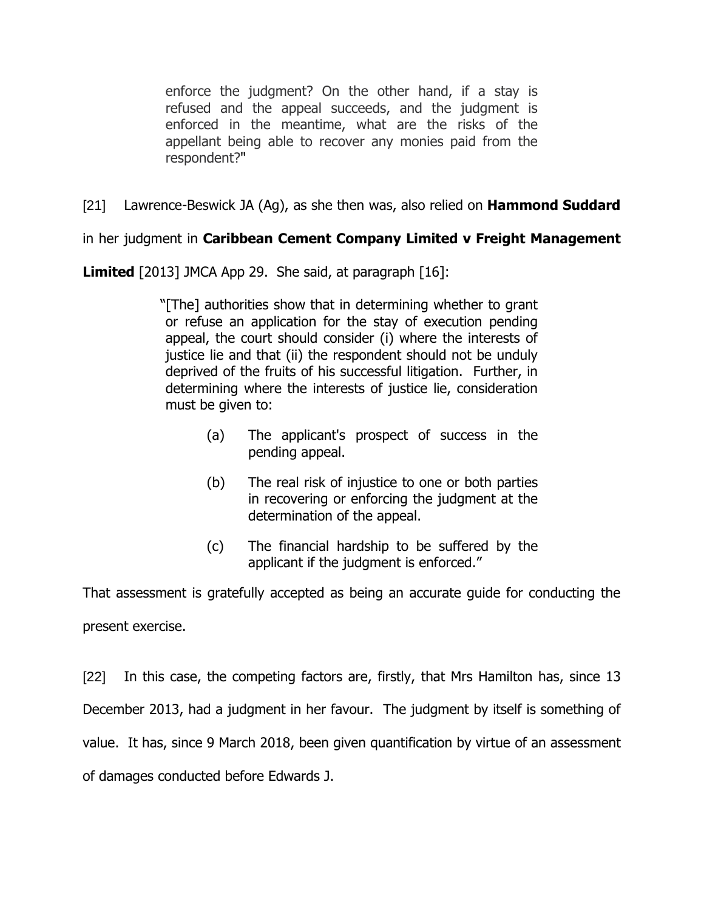> enforce the judgment? On the other hand, if a stay is refused and the appeal succeeds, and the judgment is enforced in the meantime, what are the risks of the appellant being able to recover any monies paid from the respondent?"

[21] Lawrence-Beswick JA (Ag), as she then was, also relied on **Hammond Suddard** in her judgment in **Caribbean Cement Company Limited v Freight Management Limited** [2013] JMCA App 29. She said, at paragraph [16]:

> "[The] authorities show that in determining whether to grant or refuse an application for the stay of execution pending appeal, the court should consider (i) where the interests of justice lie and that (ii) the respondent should not be unduly deprived of the fruits of his successful litigation. Further, in determining where the interests of justice lie, consideration must be given to:
>
> (a) The applicant's prospect of success in the pending appeal.
>
> (b) The real risk of injustice to one or both parties in recovering or enforcing the judgment at the determination of the appeal.
>
> (c) The financial hardship to be suffered by the applicant if the judgment is enforced."

That assessment is gratefully accepted as being an accurate guide for conducting the present exercise.

[22] In this case, the competing factors are, firstly, that Mrs Hamilton has, since 13 December 2013, had a judgment in her favour. The judgment by itself is something of value. It has, since 9 March 2018, been given quantification by virtue of an assessment of damages conducted before Edwards J.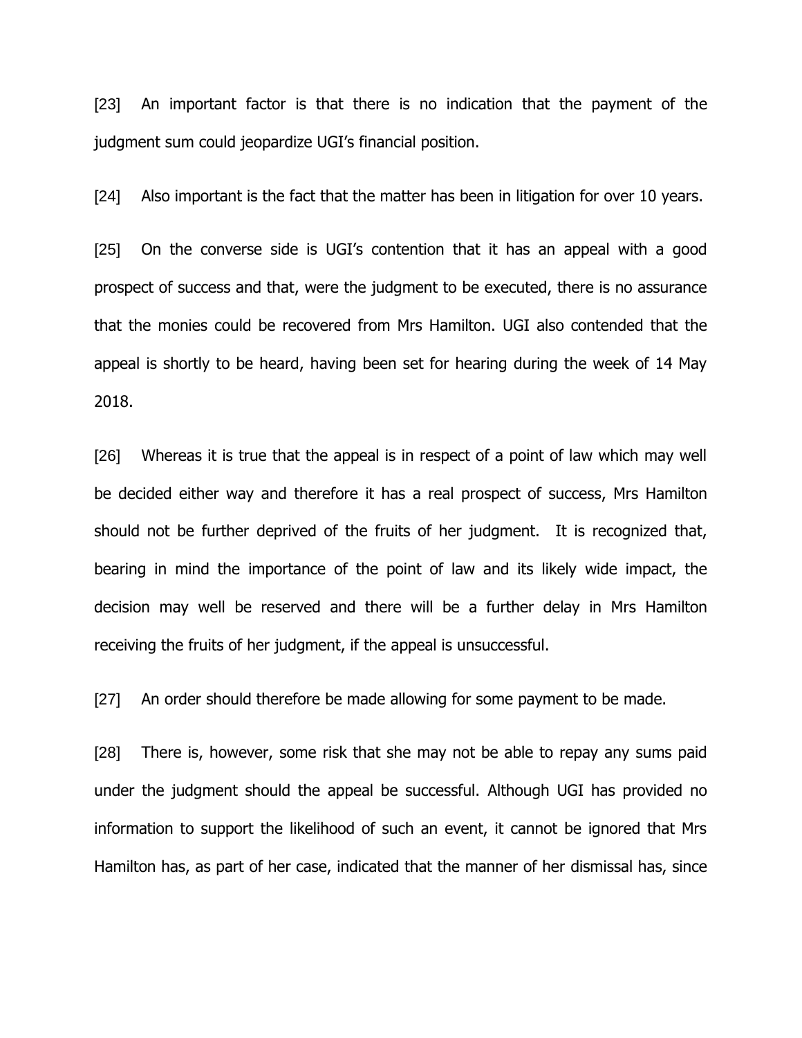[23] An important factor is that there is no indication that the payment of the judgment sum could jeopardize UGI's financial position.

[24] Also important is the fact that the matter has been in litigation for over 10 years.

[25] On the converse side is UGI's contention that it has an appeal with a good prospect of success and that, were the judgment to be executed, there is no assurance that the monies could be recovered from Mrs Hamilton. UGI also contended that the appeal is shortly to be heard, having been set for hearing during the week of 14 May 2018.

[26] Whereas it is true that the appeal is in respect of a point of law which may well be decided either way and therefore it has a real prospect of success, Mrs Hamilton should not be further deprived of the fruits of her judgment. It is recognized that, bearing in mind the importance of the point of law and its likely wide impact, the decision may well be reserved and there will be a further delay in Mrs Hamilton receiving the fruits of her judgment, if the appeal is unsuccessful.

[27] An order should therefore be made allowing for some payment to be made.

[28] There is, however, some risk that she may not be able to repay any sums paid under the judgment should the appeal be successful. Although UGI has provided no information to support the likelihood of such an event, it cannot be ignored that Mrs Hamilton has, as part of her case, indicated that the manner of her dismissal has, since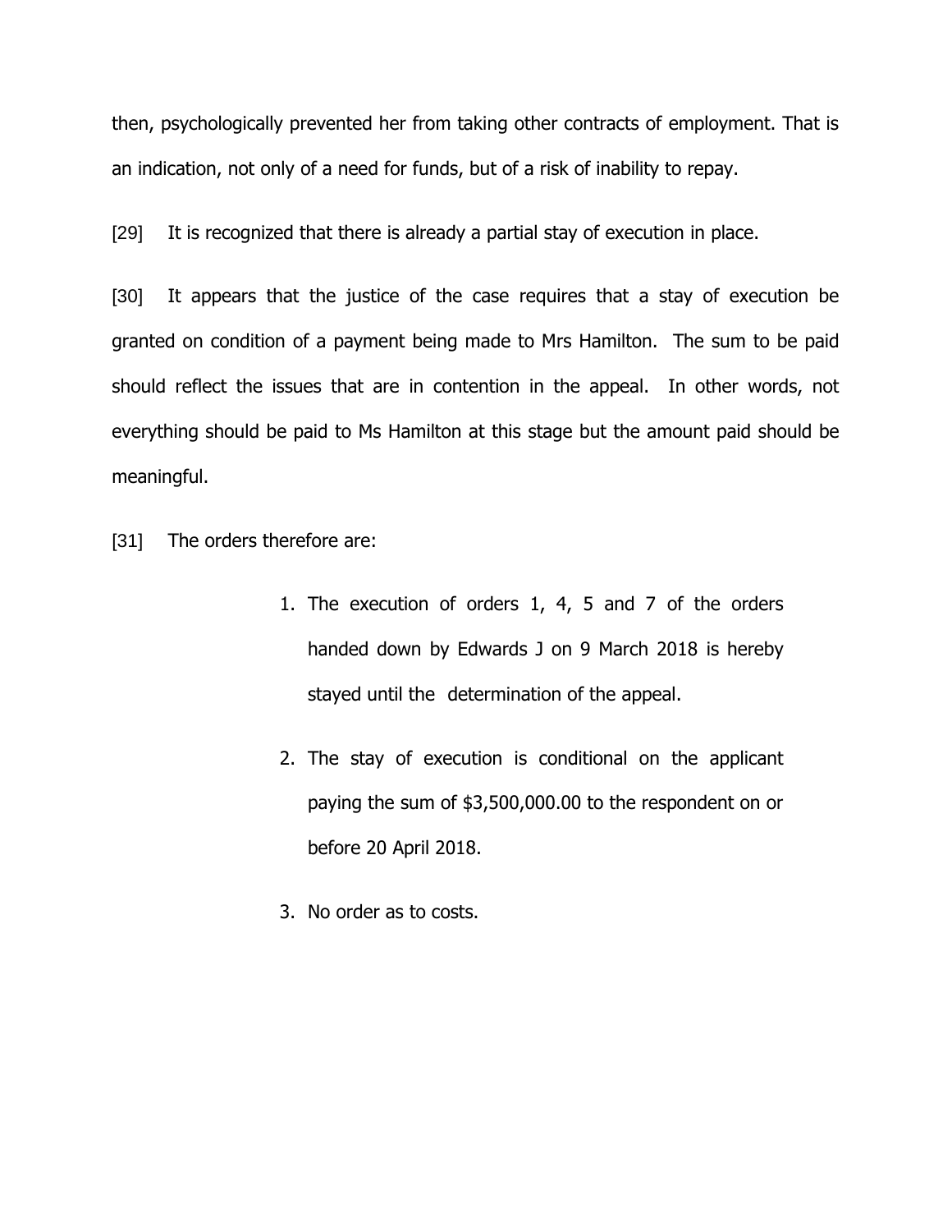then, psychologically prevented her from taking other contracts of employment. That is an indication, not only of a need for funds, but of a risk of inability to repay.

[29] It is recognized that there is already a partial stay of execution in place.

[30] It appears that the justice of the case requires that a stay of execution be granted on condition of a payment being made to Mrs Hamilton. The sum to be paid should reflect the issues that are in contention in the appeal. In other words, not everything should be paid to Ms Hamilton at this stage but the amount paid should be meaningful.

[31] The orders therefore are:

1. The execution of orders 1, 4, 5 and 7 of the orders handed down by Edwards J on 9 March 2018 is hereby stayed until the determination of the appeal.

2. The stay of execution is conditional on the applicant paying the sum of $3,500,000.00 to the respondent on or before 20 April 2018.

3. No order as to costs.